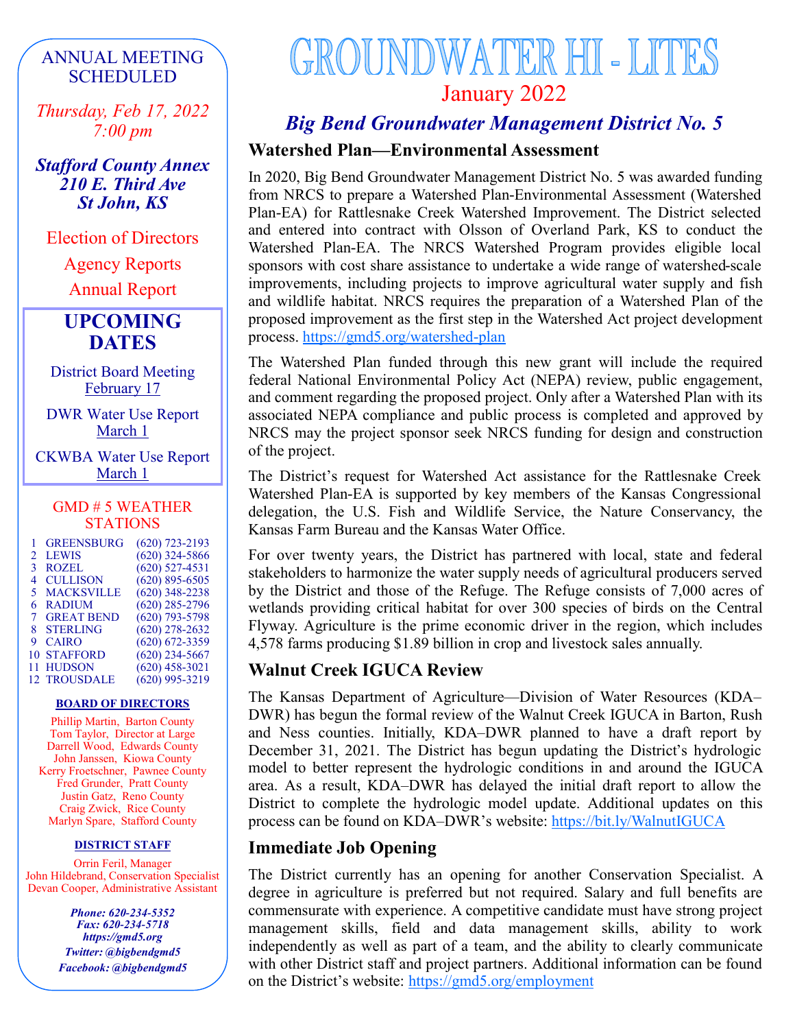# GROUNDWATER HI - LITES

## January 2022

## *Big Bend Groundwater Management District No. 5*

### Watershed Plan—Environmental Assessment

In 2020, Big Bend Groundwater Management District No. 5 was awarded funding from NRCS to prepare a Watershed Plan-Environmental Assessment (Watershed Plan-EA) for Rattlesnake Creek Watershed Improvement. The District selected and entered into contract with Olsson of Overland Park, KS to conduct the Watershed Plan-EA. The NRCS Watershed Program provides eligible local sponsors with cost share assistance to undertake a wide range of watershed-scale improvements, including projects to improve agricultural water supply and fish and wildlife habitat. NRCS requires the preparation of a Watershed Plan of the proposed improvement as the first step in the Watershed Act project development process. https://gmd5.org/watershed-plan

The Watershed Plan funded through this new grant will include the required federal National Environmental Policy Act (NEPA) review, public engagement, and comment regarding the proposed project. Only after a Watershed Plan with its associated NEPA compliance and public process is completed and approved by NRCS may the project sponsor seek NRCS funding for design and construction of the project.

The District's request for Watershed Act assistance for the Rattlesnake Creek Watershed Plan-EA is supported by key members of the Kansas Congressional delegation, the U.S. Fish and Wildlife Service, the Nature Conservancy, the Kansas Farm Bureau and the Kansas Water Office.

For over twenty years, the District has partnered with local, state and federal stakeholders to harmonize the water supply needs of agricultural producers served by the District and those of the Refuge. The Refuge consists of 7,000 acres of wetlands providing critical habitat for over 300 species of birds on the Central Flyway. Agriculture is the prime economic driver in the region, which includes 4,578 farms producing $1.89 billion in crop and livestock sales annually.

### Walnut Creek IGUCA Review

The Kansas Department of Agriculture—Division of Water Resources (KDA–DWR) has begun the formal review of the Walnut Creek IGUCA in Barton, Rush and Ness counties. Initially, KDA–DWR planned to have a draft report by December 31, 2021. The District has begun updating the District's hydrologic model to better represent the hydrologic conditions in and around the IGUCA area. As a result, KDA–DWR has delayed the initial draft report to allow the District to complete the hydrologic model update. Additional updates on this process can be found on KDA–DWR's website: https://bit.ly/WalnutIGUCA

### Immediate Job Opening

The District currently has an opening for another Conservation Specialist. A degree in agriculture is preferred but not required. Salary and full benefits are commensurate with experience. A competitive candidate must have strong project management skills, field and data management skills, ability to work independently as well as part of a team, and the ability to clearly communicate with other District staff and project partners. Additional information can be found on the District's website: https://gmd5.org/employment

---

### ANNUAL MEETING SCHEDULED

*Thursday, Feb 17, 2022*
*7:00 pm*

***Stafford County Annex***
***210 E. Third Ave***
***St John, KS***

Election of Directors
Agency Reports
Annual Report

### UPCOMING DATES

District Board Meeting
February 17

DWR Water Use Report
March 1

CKWBA Water Use Report
March 1

### GMD # 5 WEATHER STATIONS

| # | Station | Phone |
|---|---|---|
| 1 | GREENSBURG | (620) 723-2193 |
| 2 | LEWIS | (620) 324-5866 |
| 3 | ROZEL | (620) 527-4531 |
| 4 | CULLISON | (620) 895-6505 |
| 5 | MACKSVILLE | (620) 348-2238 |
| 6 | RADIUM | (620) 285-2796 |
| 7 | GREAT BEND | (620) 793-5798 |
| 8 | STERLING | (620) 278-2632 |
| 9 | CAIRO | (620) 672-3359 |
| 10 | STAFFORD | (620) 234-5667 |
| 11 | HUDSON | (620) 458-3021 |
| 12 | TROUSDALE | (620) 995-3219 |

**BOARD OF DIRECTORS**

Phillip Martin, Barton County
Tom Taylor, Director at Large
Darrell Wood, Edwards County
John Janssen, Kiowa County
Kerry Froetschner, Pawnee County
Fred Grunder, Pratt County
Justin Gatz, Reno County
Craig Zwick, Rice County
Marlyn Spare, Stafford County

**DISTRICT STAFF**

Orrin Feril, Manager
John Hildebrand, Conservation Specialist
Devan Cooper, Administrative Assistant

***Phone: 620-234-5352***
***Fax: 620-234-5718***
***https://gmd5.org***
***Twitter: @bigbendgmd5***
***Facebook: @bigbendgmd5***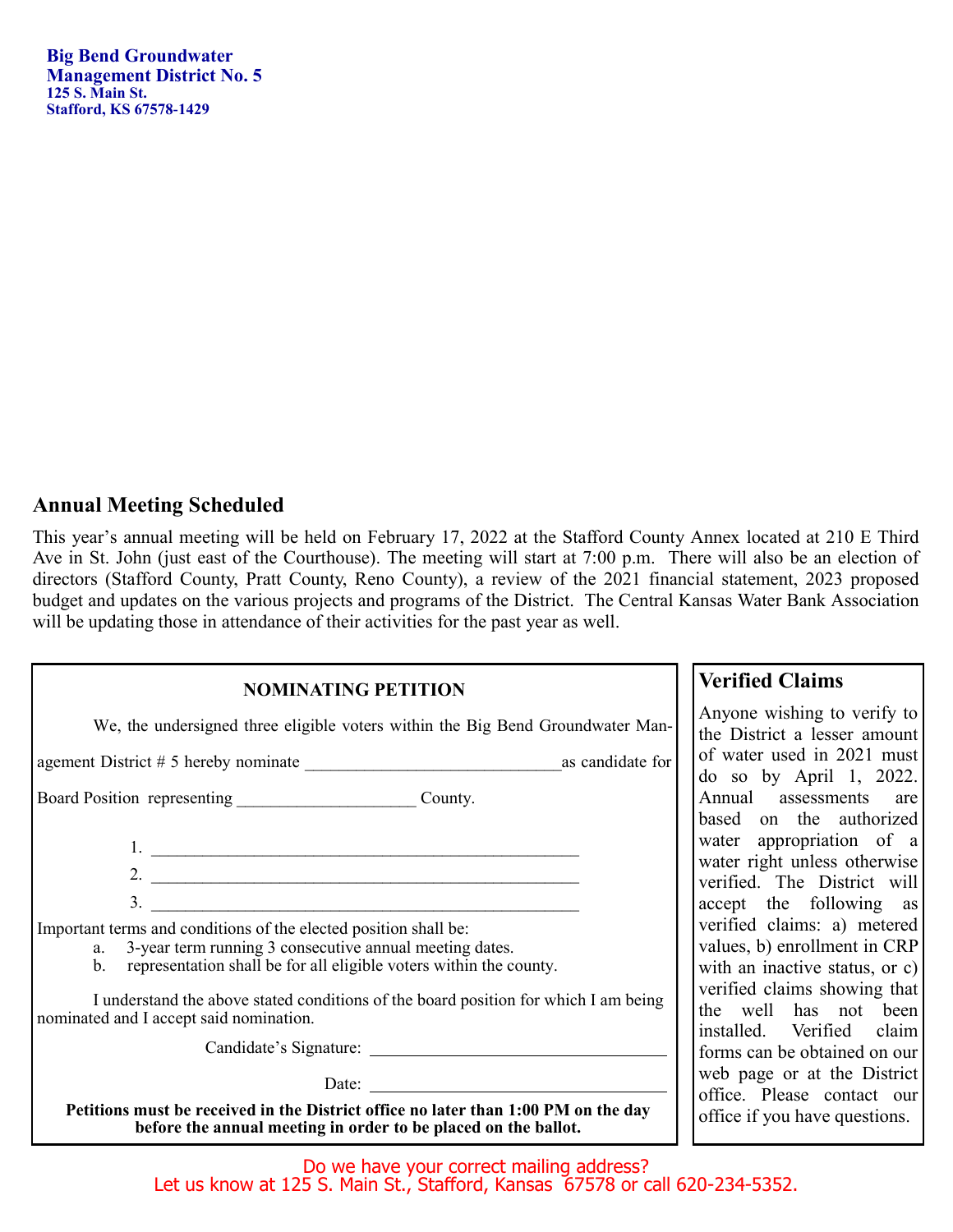**Big Bend Groundwater Management District No. 5**
**125 S. Main St.**
**Stafford, KS 67578-1429**

## Annual Meeting Scheduled

This year's annual meeting will be held on February 17, 2022 at the Stafford County Annex located at 210 E Third Ave in St. John (just east of the Courthouse). The meeting will start at 7:00 p.m. There will also be an election of directors (Stafford County, Pratt County, Reno County), a review of the 2021 financial statement, 2023 proposed budget and updates on the various projects and programs of the District. The Central Kansas Water Bank Association will be updating those in attendance of their activities for the past year as well.

### NOMINATING PETITION

We, the undersigned three eligible voters within the Big Bend Groundwater Management District # 5 hereby nominate ______________________________as candidate for Board Position representing ____________________ County.

1. ________________________________________________
2. ________________________________________________
3. ________________________________________________

Important terms and conditions of the elected position shall be:

a. 3-year term running 3 consecutive annual meeting dates.
b. representation shall be for all eligible voters within the county.

I understand the above stated conditions of the board position for which I am being nominated and I accept said nomination.

Candidate's Signature: ________________________________

Date: ________________________________

**Petitions must be received in the District office no later than 1:00 PM on the day before the annual meeting in order to be placed on the ballot.**

## Verified Claims

Anyone wishing to verify to the District a lesser amount of water used in 2021 must do so by April 1, 2022. Annual assessments are based on the authorized water appropriation of a water right unless otherwise verified. The District will accept the following as verified claims: a) metered values, b) enrollment in CRP with an inactive status, or c) verified claims showing that the well has not been installed. Verified claim forms can be obtained on our web page or at the District office. Please contact our office if you have questions.

Do we have your correct mailing address?
Let us know at 125 S. Main St., Stafford, Kansas 67578 or call 620-234-5352.